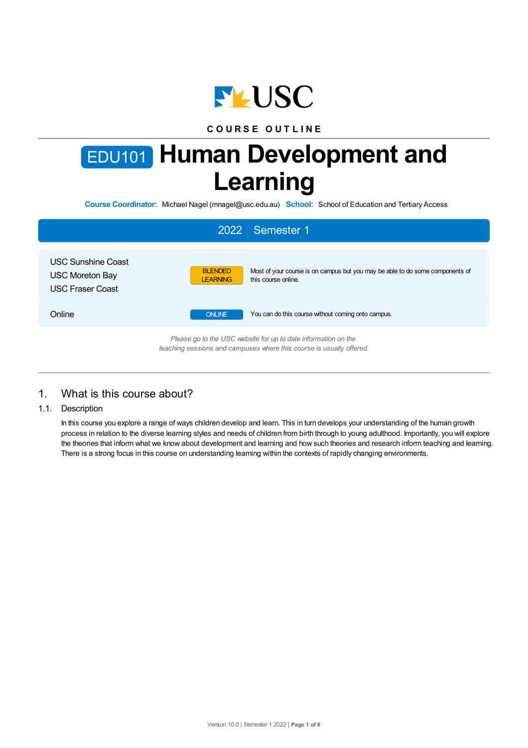COURSE OUTLINE

# EDU101 Human Development and Learning

**Course Coordinator:** Michael Nagel (mnagel@usc.edu.au) **School:** School of Education and Tertiary Access

## 2022 Semester 1

| | | |
|---|---|---|
| USC Sunshine Coast<br>USC Moreton Bay<br>USC Fraser Coast | BLENDED LEARNING | Most of your course is on campus but you may be able to do some components of this course online. |
| Online | ONLINE | You can do this course without coming onto campus. |

*Please go to the USC website for up to date information on the teaching sessions and campuses where this course is usually offered.*

## 1. What is this course about?

### 1.1. Description

In this course you explore a range of ways children develop and learn. This in turn develops your understanding of the human growth process in relation to the diverse learning styles and needs of children from birth through to young adulthood. Importantly, you will explore the theories that inform what we know about development and learning and how such theories and research inform teaching and learning. There is a strong focus in this course on understanding learning within the contexts of rapidly changing environments.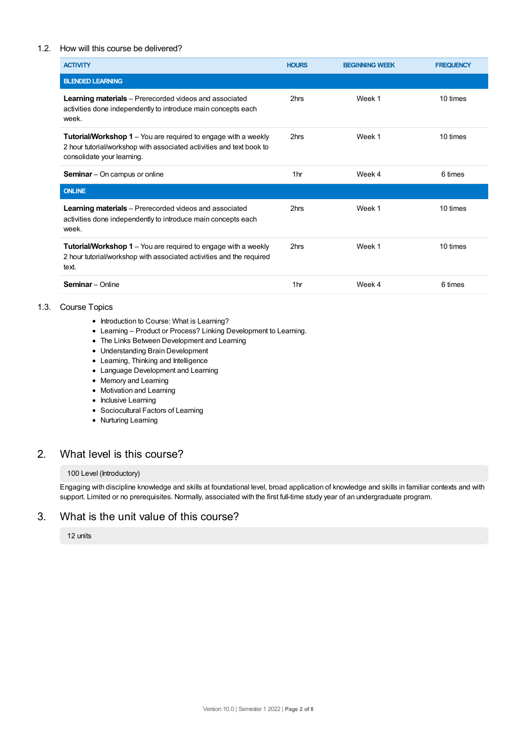### 1.2. How will this course be delivered?

| ACTIVITY | HOURS | BEGINNING WEEK | FREQUENCY |
|---|---|---|---|
| **BLENDED LEARNING** | | | |
| **Learning materials** – Prerecorded videos and associated activities done independently to introduce main concepts each week. | 2hrs | Week 1 | 10 times |
| **Tutorial/Workshop 1** – You are required to engage with a weekly 2 hour tutorial/workshop with associated activities and text book to consolidate your learning. | 2hrs | Week 1 | 10 times |
| **Seminar** – On campus or online | 1hr | Week 4 | 6 times |
| **ONLINE** | | | |
| **Learning materials** – Prerecorded videos and associated activities done independently to introduce main concepts each week. | 2hrs | Week 1 | 10 times |
| **Tutorial/Workshop 1** – You are required to engage with a weekly 2 hour tutorial/workshop with associated activities and the required text. | 2hrs | Week 1 | 10 times |
| **Seminar** – Online | 1hr | Week 4 | 6 times |

### 1.3. Course Topics

- Introduction to Course: What is Learning?
- Learning – Product or Process? Linking Development to Learning.
- The Links Between Development and Learning
- Understanding Brain Development
- Learning, Thinking and Intelligence
- Language Development and Learning
- Memory and Learning
- Motivation and Learning
- Inclusive Learning
- Sociocultural Factors of Learning
- Nurturing Learning

## 2. What level is this course?

100 Level (Introductory)

Engaging with discipline knowledge and skills at foundational level, broad application of knowledge and skills in familiar contexts and with support. Limited or no prerequisites. Normally, associated with the first full-time study year of an undergraduate program.

## 3. What is the unit value of this course?

12 units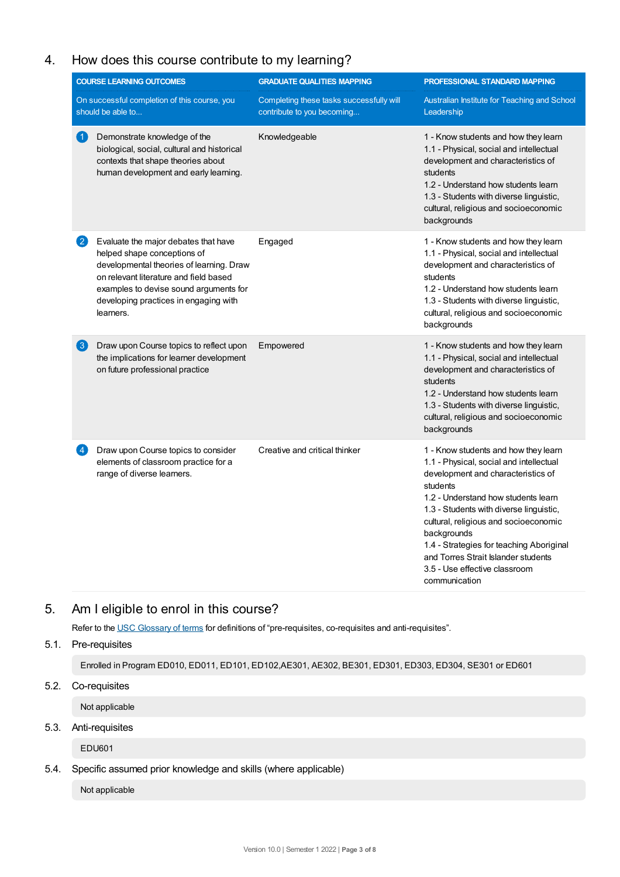## 4. How does this course contribute to my learning?

| COURSE LEARNING OUTCOMES<br>On successful completion of this course, you should be able to... | GRADUATE QUALITIES MAPPING<br>Completing these tasks successfully will contribute to you becoming... | PROFESSIONAL STANDARD MAPPING<br>Australian Institute for Teaching and School Leadership |
|---|---|---|
| 1 Demonstrate knowledge of the biological, social, cultural and historical contexts that shape theories about human development and early learning. | Knowledgeable | 1 - Know students and how they learn<br>1.1 - Physical, social and intellectual development and characteristics of students<br>1.2 - Understand how students learn<br>1.3 - Students with diverse linguistic, cultural, religious and socioeconomic backgrounds |
| 2 Evaluate the major debates that have helped shape conceptions of developmental theories of learning. Draw on relevant literature and field based examples to devise sound arguments for developing practices in engaging with learners. | Engaged | 1 - Know students and how they learn<br>1.1 - Physical, social and intellectual development and characteristics of students<br>1.2 - Understand how students learn<br>1.3 - Students with diverse linguistic, cultural, religious and socioeconomic backgrounds |
| 3 Draw upon Course topics to reflect upon the implications for learner development on future professional practice | Empowered | 1 - Know students and how they learn<br>1.1 - Physical, social and intellectual development and characteristics of students<br>1.2 - Understand how students learn<br>1.3 - Students with diverse linguistic, cultural, religious and socioeconomic backgrounds |
| 4 Draw upon Course topics to consider elements of classroom practice for a range of diverse learners. | Creative and critical thinker | 1 - Know students and how they learn<br>1.1 - Physical, social and intellectual development and characteristics of students<br>1.2 - Understand how students learn<br>1.3 - Students with diverse linguistic, cultural, religious and socioeconomic backgrounds<br>1.4 - Strategies for teaching Aboriginal and Torres Strait Islander students<br>3.5 - Use effective classroom communication |

## 5. Am I eligible to enrol in this course?

Refer to the USC Glossary of terms for definitions of "pre-requisites, co-requisites and anti-requisites".

### 5.1. Pre-requisites

Enrolled in Program ED010, ED011, ED101, ED102,AE301, AE302, BE301, ED301, ED303, ED304, SE301 or ED601

### 5.2. Co-requisites

Not applicable

### 5.3. Anti-requisites

EDU601

### 5.4. Specific assumed prior knowledge and skills (where applicable)

Not applicable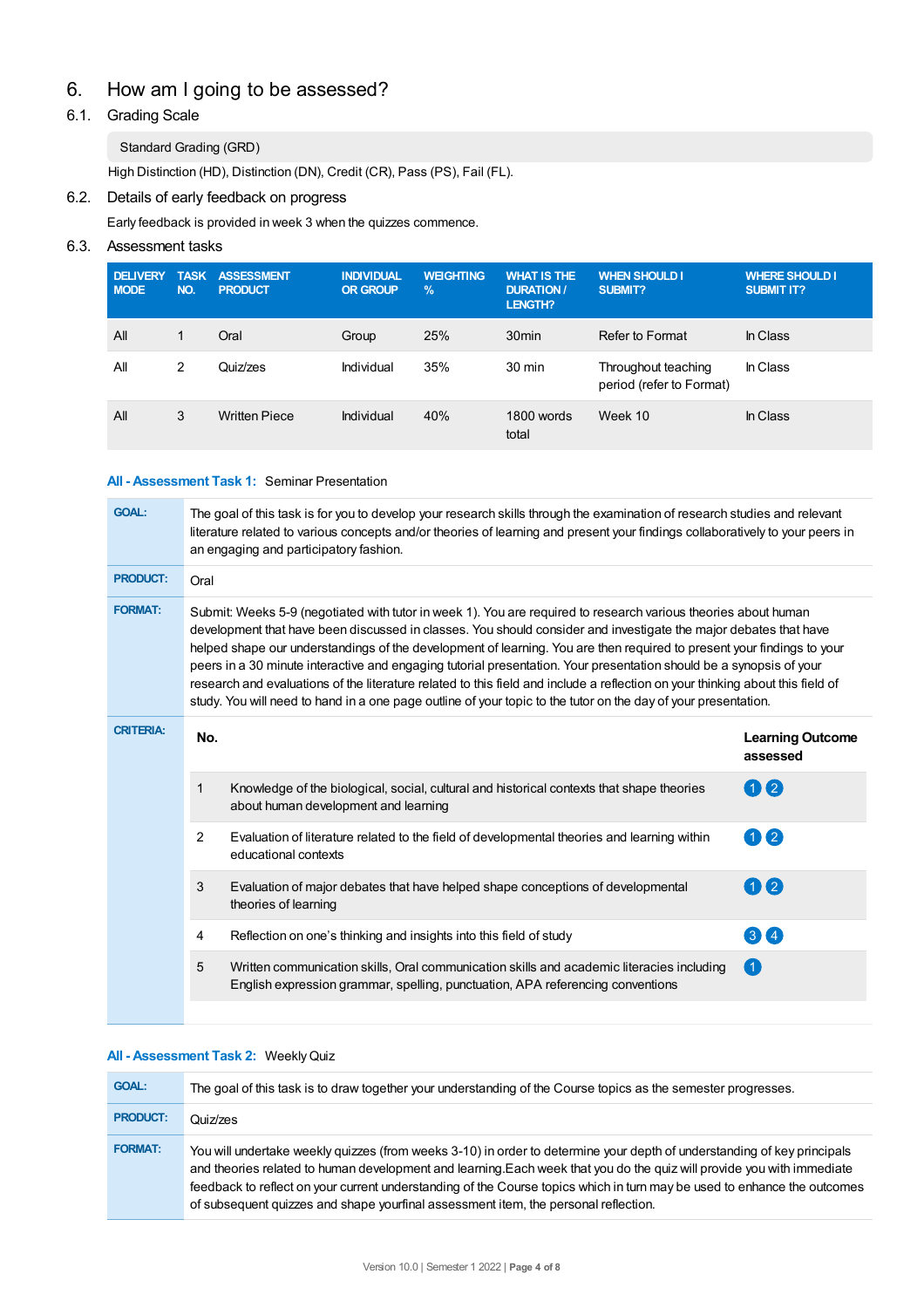# 6. How am I going to be assessed?

## 6.1. Grading Scale

Standard Grading (GRD)

High Distinction (HD), Distinction (DN), Credit (CR), Pass (PS), Fail (FL).

## 6.2. Details of early feedback on progress

Early feedback is provided in week 3 when the quizzes commence.

## 6.3. Assessment tasks

| DELIVERY MODE | TASK NO. | ASSESSMENT PRODUCT | INDIVIDUAL OR GROUP | WEIGHTING % | WHAT IS THE DURATION / LENGTH? | WHEN SHOULD I SUBMIT? | WHERE SHOULD I SUBMIT IT? |
|---|---|---|---|---|---|---|---|
| All | 1 | Oral | Group | 25% | 30min | Refer to Format | In Class |
| All | 2 | Quiz/zes | Individual | 35% | 30 min | Throughout teaching period (refer to Format) | In Class |
| All | 3 | Written Piece | Individual | 40% | 1800 words total | Week 10 | In Class |

### All - Assessment Task 1: Seminar Presentation

**GOAL:** The goal of this task is for you to develop your research skills through the examination of research studies and relevant literature related to various concepts and/or theories of learning and present your findings collaboratively to your peers in an engaging and participatory fashion.

**PRODUCT:** Oral

**FORMAT:** Submit: Weeks 5-9 (negotiated with tutor in week 1). You are required to research various theories about human development that have been discussed in classes. You should consider and investigate the major debates that have helped shape our understandings of the development of learning. You are then required to present your findings to your peers in a 30 minute interactive and engaging tutorial presentation. Your presentation should be a synopsis of your research and evaluations of the literature related to this field and include a reflection on your thinking about this field of study. You will need to hand in a one page outline of your topic to the tutor on the day of your presentation.

**CRITERIA:**

| No. | | Learning Outcome assessed |
|---|---|---|
| 1 | Knowledge of the biological, social, cultural and historical contexts that shape theories about human development and learning | 1 2 |
| 2 | Evaluation of literature related to the field of developmental theories and learning within educational contexts | 1 2 |
| 3 | Evaluation of major debates that have helped shape conceptions of developmental theories of learning | 1 2 |
| 4 | Reflection on one's thinking and insights into this field of study | 3 4 |
| 5 | Written communication skills, Oral communication skills and academic literacies including English expression grammar, spelling, punctuation, APA referencing conventions | 1 |

### All - Assessment Task 2: Weekly Quiz

**GOAL:** The goal of this task is to draw together your understanding of the Course topics as the semester progresses.

**PRODUCT:** Quiz/zes

**FORMAT:** You will undertake weekly quizzes (from weeks 3-10) in order to determine your depth of understanding of key principals and theories related to human development and learning.Each week that you do the quiz will provide you with immediate feedback to reflect on your current understanding of the Course topics which in turn may be used to enhance the outcomes of subsequent quizzes and shape yourfinal assessment item, the personal reflection.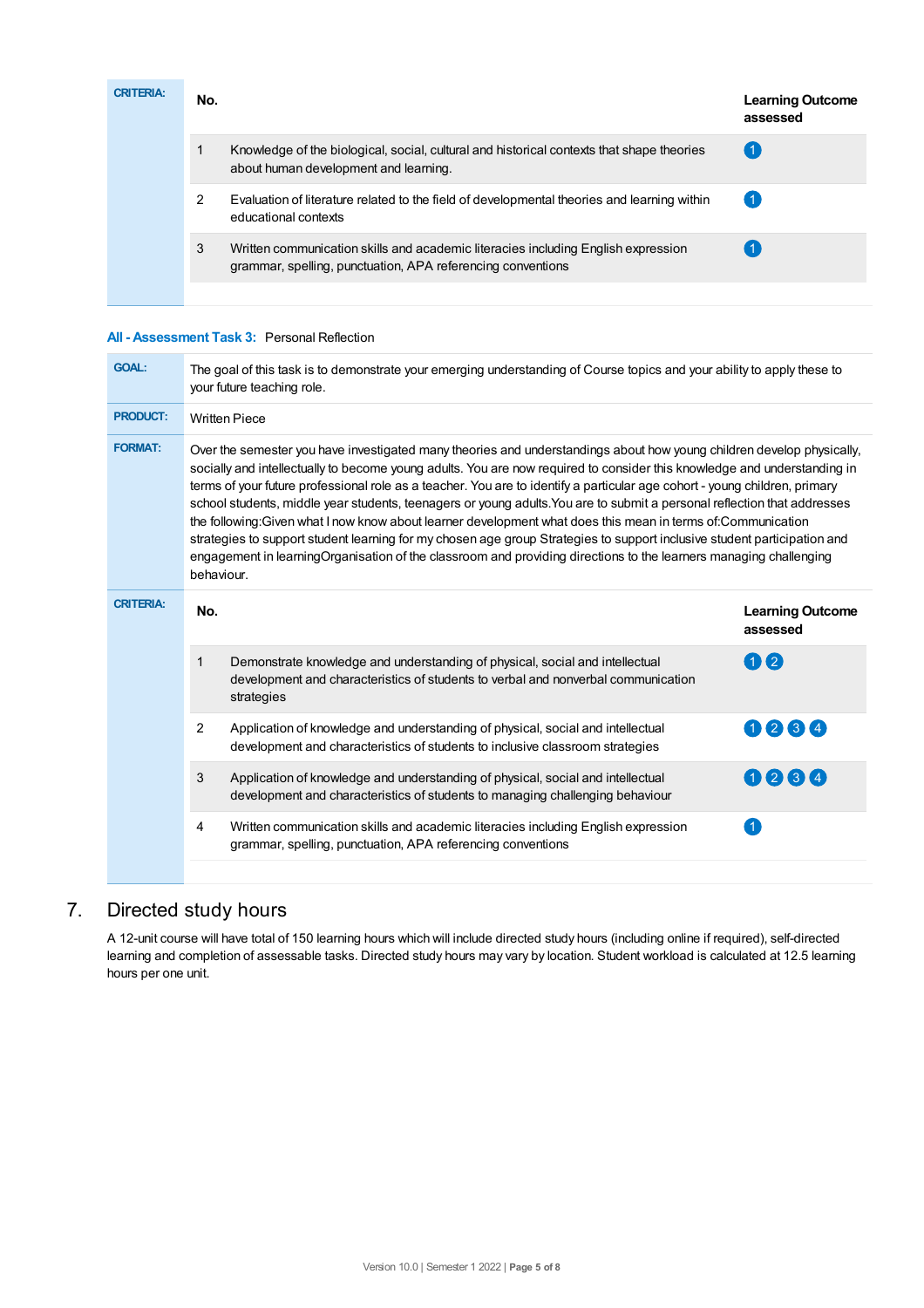| CRITERIA: | No. | | Learning Outcome assessed |
|---|---|---|---|
| | 1 | Knowledge of the biological, social, cultural and historical contexts that shape theories about human development and learning. | 1 |
| | 2 | Evaluation of literature related to the field of developmental theories and learning within educational contexts | 1 |
| | 3 | Written communication skills and academic literacies including English expression grammar, spelling, punctuation, APA referencing conventions | 1 |

**All - Assessment Task 3:** Personal Reflection

| | |
|---|---|
| **GOAL:** | The goal of this task is to demonstrate your emerging understanding of Course topics and your ability to apply these to your future teaching role. |
| **PRODUCT:** | Written Piece |
| **FORMAT:** | Over the semester you have investigated many theories and understandings about how young children develop physically, socially and intellectually to become young adults. You are now required to consider this knowledge and understanding in terms of your future professional role as a teacher. You are to identify a particular age cohort - young children, primary school students, middle year students, teenagers or young adults.You are to submit a personal reflection that addresses the following:Given what I now know about learner development what does this mean in terms of:Communication strategies to support student learning for my chosen age group Strategies to support inclusive student participation and engagement in learningOrganisation of the classroom and providing directions to the learners managing challenging behaviour. |

| CRITERIA: | No. | | Learning Outcome assessed |
|---|---|---|---|
| | 1 | Demonstrate knowledge and understanding of physical, social and intellectual development and characteristics of students to verbal and nonverbal communication strategies | 1 2 |
| | 2 | Application of knowledge and understanding of physical, social and intellectual development and characteristics of students to inclusive classroom strategies | 1 2 3 4 |
| | 3 | Application of knowledge and understanding of physical, social and intellectual development and characteristics of students to managing challenging behaviour | 1 2 3 4 |
| | 4 | Written communication skills and academic literacies including English expression grammar, spelling, punctuation, APA referencing conventions | 1 |

## 7. Directed study hours

A 12-unit course will have total of 150 learning hours which will include directed study hours (including online if required), self-directed learning and completion of assessable tasks. Directed study hours may vary by location. Student workload is calculated at 12.5 learning hours per one unit.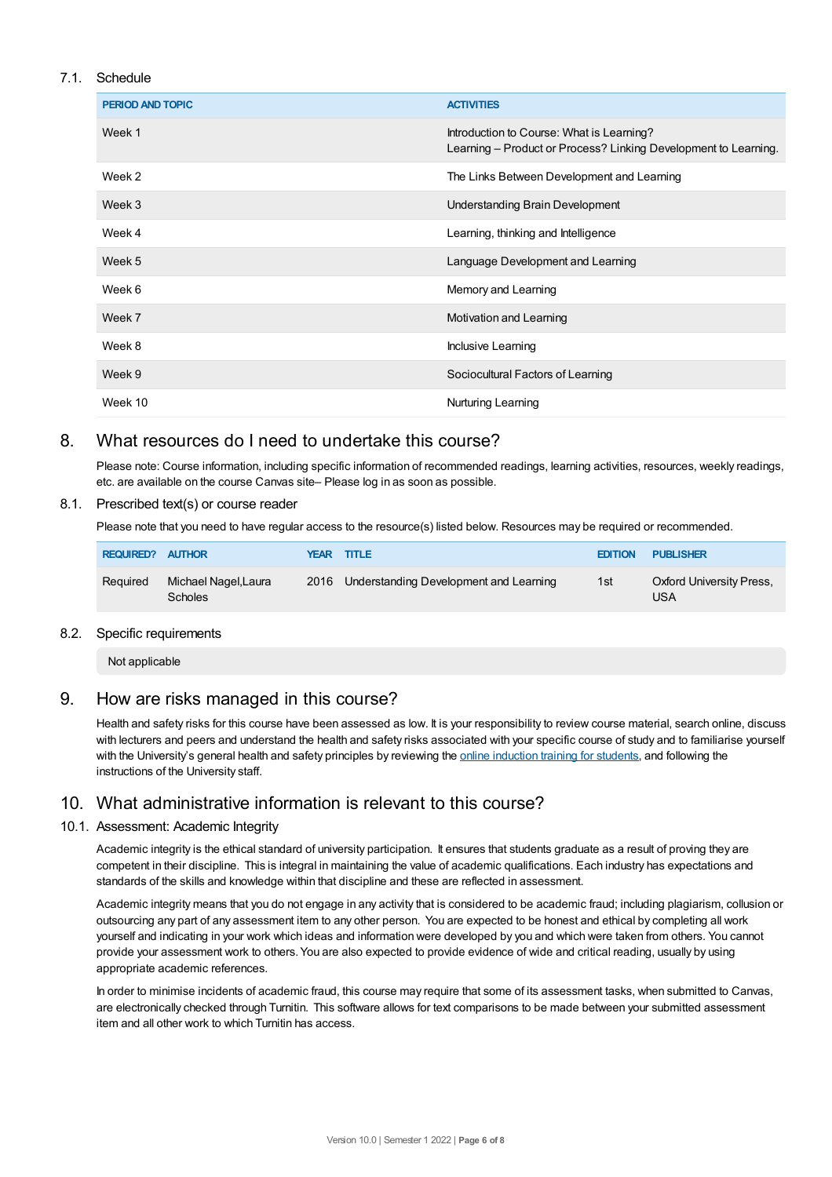### 7.1. Schedule

| PERIOD AND TOPIC | ACTIVITIES |
|---|---|
| Week 1 | Introduction to Course: What is Learning?<br>Learning – Product or Process? Linking Development to Learning. |
| Week 2 | The Links Between Development and Learning |
| Week 3 | Understanding Brain Development |
| Week 4 | Learning, thinking and Intelligence |
| Week 5 | Language Development and Learning |
| Week 6 | Memory and Learning |
| Week 7 | Motivation and Learning |
| Week 8 | Inclusive Learning |
| Week 9 | Sociocultural Factors of Learning |
| Week 10 | Nurturing Learning |

## 8. What resources do I need to undertake this course?

Please note: Course information, including specific information of recommended readings, learning activities, resources, weekly readings, etc. are available on the course Canvas site– Please log in as soon as possible.

### 8.1. Prescribed text(s) or course reader

Please note that you need to have regular access to the resource(s) listed below. Resources may be required or recommended.

| REQUIRED? | AUTHOR | YEAR | TITLE | EDITION | PUBLISHER |
|---|---|---|---|---|---|
| Required | Michael Nagel,Laura Scholes | 2016 | Understanding Development and Learning | 1st | Oxford University Press, USA |

### 8.2. Specific requirements

Not applicable

## 9. How are risks managed in this course?

Health and safety risks for this course have been assessed as low. It is your responsibility to review course material, search online, discuss with lecturers and peers and understand the health and safety risks associated with your specific course of study and to familiarise yourself with the University's general health and safety principles by reviewing the online induction training for students, and following the instructions of the University staff.

## 10. What administrative information is relevant to this course?

### 10.1. Assessment: Academic Integrity

Academic integrity is the ethical standard of university participation. It ensures that students graduate as a result of proving they are competent in their discipline. This is integral in maintaining the value of academic qualifications. Each industry has expectations and standards of the skills and knowledge within that discipline and these are reflected in assessment.

Academic integrity means that you do not engage in any activity that is considered to be academic fraud; including plagiarism, collusion or outsourcing any part of any assessment item to any other person. You are expected to be honest and ethical by completing all work yourself and indicating in your work which ideas and information were developed by you and which were taken from others. You cannot provide your assessment work to others. You are also expected to provide evidence of wide and critical reading, usually by using appropriate academic references.

In order to minimise incidents of academic fraud, this course may require that some of its assessment tasks, when submitted to Canvas, are electronically checked through Turnitin. This software allows for text comparisons to be made between your submitted assessment item and all other work to which Turnitin has access.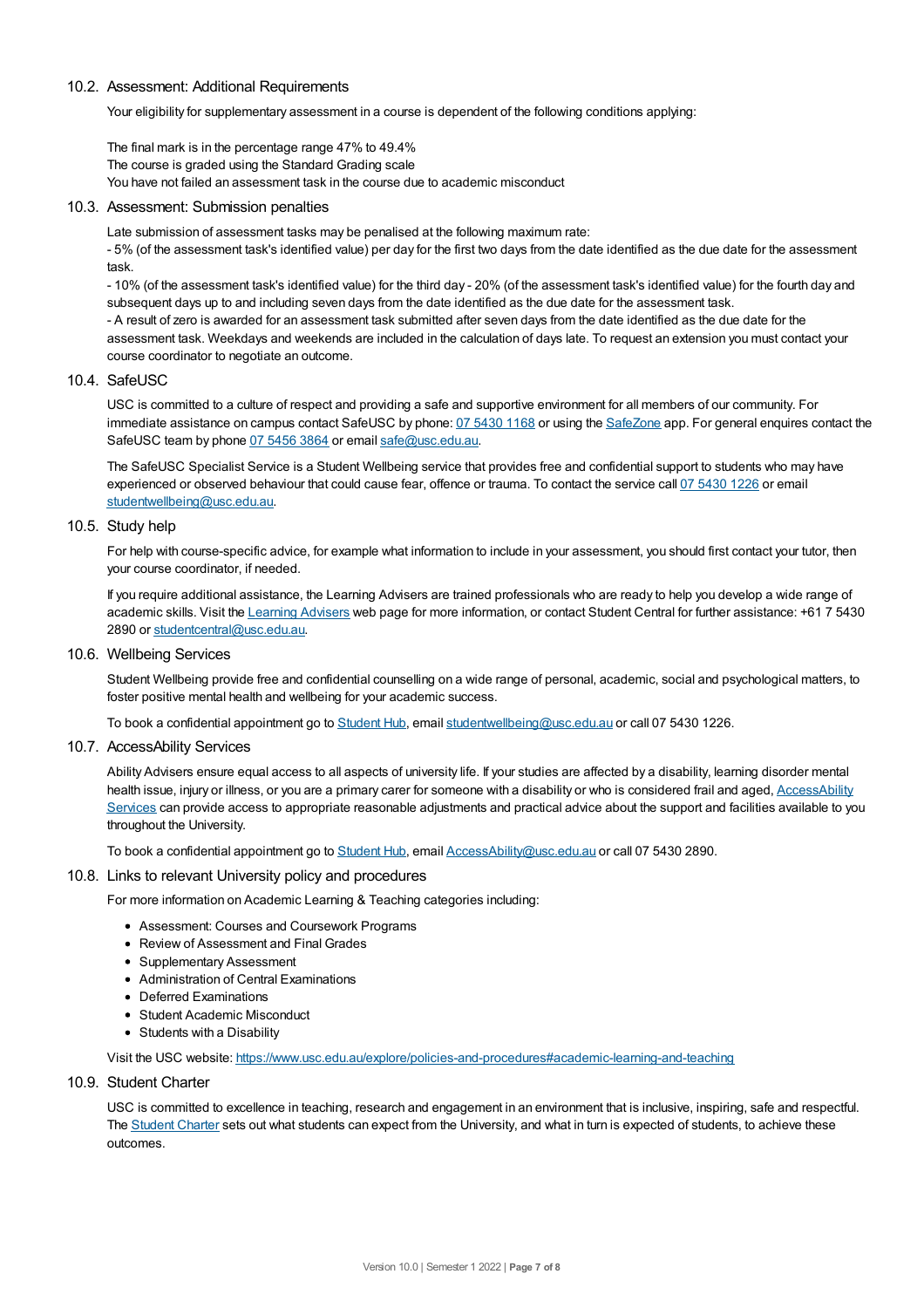### 10.2. Assessment: Additional Requirements

Your eligibility for supplementary assessment in a course is dependent of the following conditions applying:

The final mark is in the percentage range 47% to 49.4%
The course is graded using the Standard Grading scale
You have not failed an assessment task in the course due to academic misconduct

### 10.3. Assessment: Submission penalties

Late submission of assessment tasks may be penalised at the following maximum rate:
- 5% (of the assessment task's identified value) per day for the first two days from the date identified as the due date for the assessment task.
- 10% (of the assessment task's identified value) for the third day - 20% (of the assessment task's identified value) for the fourth day and subsequent days up to and including seven days from the date identified as the due date for the assessment task.
- A result of zero is awarded for an assessment task submitted after seven days from the date identified as the due date for the assessment task. Weekdays and weekends are included in the calculation of days late. To request an extension you must contact your course coordinator to negotiate an outcome.

### 10.4. SafeUSC

USC is committed to a culture of respect and providing a safe and supportive environment for all members of our community. For immediate assistance on campus contact SafeUSC by phone: 07 5430 1168 or using the SafeZone app. For general enquires contact the SafeUSC team by phone 07 5456 3864 or email safe@usc.edu.au.

The SafeUSC Specialist Service is a Student Wellbeing service that provides free and confidential support to students who may have experienced or observed behaviour that could cause fear, offence or trauma. To contact the service call 07 5430 1226 or email studentwellbeing@usc.edu.au.

### 10.5. Study help

For help with course-specific advice, for example what information to include in your assessment, you should first contact your tutor, then your course coordinator, if needed.

If you require additional assistance, the Learning Advisers are trained professionals who are ready to help you develop a wide range of academic skills. Visit the Learning Advisers web page for more information, or contact Student Central for further assistance: +61 7 5430 2890 or studentcentral@usc.edu.au.

### 10.6. Wellbeing Services

Student Wellbeing provide free and confidential counselling on a wide range of personal, academic, social and psychological matters, to foster positive mental health and wellbeing for your academic success.

To book a confidential appointment go to Student Hub, email studentwellbeing@usc.edu.au or call 07 5430 1226.

### 10.7. AccessAbility Services

Ability Advisers ensure equal access to all aspects of university life. If your studies are affected by a disability, learning disorder mental health issue, injury or illness, or you are a primary carer for someone with a disability or who is considered frail and aged, AccessAbility Services can provide access to appropriate reasonable adjustments and practical advice about the support and facilities available to you throughout the University.

To book a confidential appointment go to Student Hub, email AccessAbility@usc.edu.au or call 07 5430 2890.

### 10.8. Links to relevant University policy and procedures

For more information on Academic Learning & Teaching categories including:

- Assessment: Courses and Coursework Programs
- Review of Assessment and Final Grades
- Supplementary Assessment
- Administration of Central Examinations
- Deferred Examinations
- Student Academic Misconduct
- Students with a Disability

Visit the USC website: https://www.usc.edu.au/explore/policies-and-procedures#academic-learning-and-teaching

### 10.9. Student Charter

USC is committed to excellence in teaching, research and engagement in an environment that is inclusive, inspiring, safe and respectful. The Student Charter sets out what students can expect from the University, and what in turn is expected of students, to achieve these outcomes.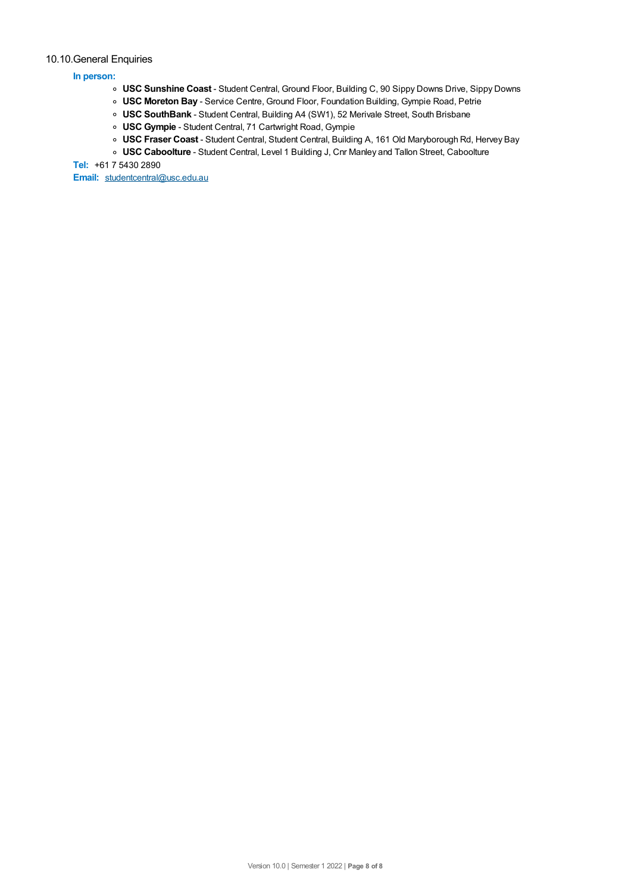## 10.10. General Enquiries

**In person:**

- **USC Sunshine Coast** - Student Central, Ground Floor, Building C, 90 Sippy Downs Drive, Sippy Downs
- **USC Moreton Bay** - Service Centre, Ground Floor, Foundation Building, Gympie Road, Petrie
- **USC SouthBank** - Student Central, Building A4 (SW1), 52 Merivale Street, South Brisbane
- **USC Gympie** - Student Central, 71 Cartwright Road, Gympie
- **USC Fraser Coast** - Student Central, Student Central, Building A, 161 Old Maryborough Rd, Hervey Bay
- **USC Caboolture** - Student Central, Level 1 Building J, Cnr Manley and Tallon Street, Caboolture

**Tel:** +61 7 5430 2890

**Email:** studentcentral@usc.edu.au